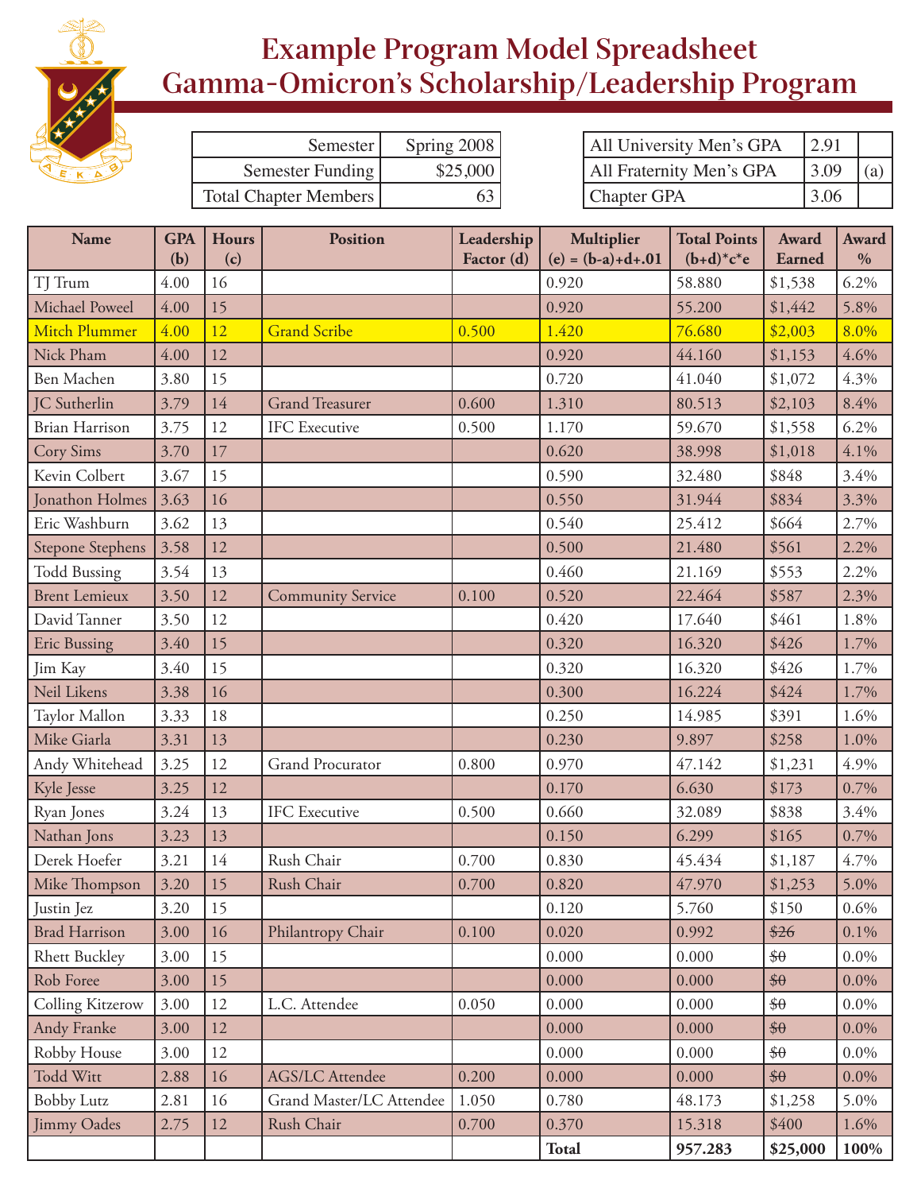# Example Program Model Spreadsheet
# Gamma-Omicron's Scholarship/Leadership Program

| Semester | Spring 2008 |
|---|---|
| Semester Funding | $25,000 |
| Total Chapter Members | 63 |

| All University Men's GPA | 2.91 | |
|---|---|---|
| All Fraternity Men's GPA | 3.09 | (a) |
| Chapter GPA | 3.06 | |

| Name | GPA (b) | Hours (c) | Position | Leadership Factor (d) | Multiplier (e) = (b-a)+d+.01 | Total Points (b+d)*c*e | Award Earned | Award % |
|---|---|---|---|---|---|---|---|---|
| TJ Trum | 4.00 | 16 | | | 0.920 | 58.880 | $1,538 | 6.2% |
| Michael Poweel | 4.00 | 15 | | | 0.920 | 55.200 | $1,442 | 5.8% |
| Mitch Plummer | 4.00 | 12 | Grand Scribe | 0.500 | 1.420 | 76.680 | $2,003 | 8.0% |
| Nick Pham | 4.00 | 12 | | | 0.920 | 44.160 | $1,153 | 4.6% |
| Ben Machen | 3.80 | 15 | | | 0.720 | 41.040 | $1,072 | 4.3% |
| JC Sutherlin | 3.79 | 14 | Grand Treasurer | 0.600 | 1.310 | 80.513 | $2,103 | 8.4% |
| Brian Harrison | 3.75 | 12 | IFC Executive | 0.500 | 1.170 | 59.670 | $1,558 | 6.2% |
| Cory Sims | 3.70 | 17 | | | 0.620 | 38.998 | $1,018 | 4.1% |
| Kevin Colbert | 3.67 | 15 | | | 0.590 | 32.480 | $848 | 3.4% |
| Jonathon Holmes | 3.63 | 16 | | | 0.550 | 31.944 | $834 | 3.3% |
| Eric Washburn | 3.62 | 13 | | | 0.540 | 25.412 | $664 | 2.7% |
| Stepone Stephens | 3.58 | 12 | | | 0.500 | 21.480 | $561 | 2.2% |
| Todd Bussing | 3.54 | 13 | | | 0.460 | 21.169 | $553 | 2.2% |
| Brent Lemieux | 3.50 | 12 | Community Service | 0.100 | 0.520 | 22.464 | $587 | 2.3% |
| David Tanner | 3.50 | 12 | | | 0.420 | 17.640 | $461 | 1.8% |
| Eric Bussing | 3.40 | 15 | | | 0.320 | 16.320 | $426 | 1.7% |
| Jim Kay | 3.40 | 15 | | | 0.320 | 16.320 | $426 | 1.7% |
| Neil Likens | 3.38 | 16 | | | 0.300 | 16.224 | $424 | 1.7% |
| Taylor Mallon | 3.33 | 18 | | | 0.250 | 14.985 | $391 | 1.6% |
| Mike Giarla | 3.31 | 13 | | | 0.230 | 9.897 | $258 | 1.0% |
| Andy Whitehead | 3.25 | 12 | Grand Procurator | 0.800 | 0.970 | 47.142 | $1,231 | 4.9% |
| Kyle Jesse | 3.25 | 12 | | | 0.170 | 6.630 | $173 | 0.7% |
| Ryan Jones | 3.24 | 13 | IFC Executive | 0.500 | 0.660 | 32.089 | $838 | 3.4% |
| Nathan Jons | 3.23 | 13 | | | 0.150 | 6.299 | $165 | 0.7% |
| Derek Hoefer | 3.21 | 14 | Rush Chair | 0.700 | 0.830 | 45.434 | $1,187 | 4.7% |
| Mike Thompson | 3.20 | 15 | Rush Chair | 0.700 | 0.820 | 47.970 | $1,253 | 5.0% |
| Justin Jez | 3.20 | 15 | | | 0.120 | 5.760 | $150 | 0.6% |
| Brad Harrison | 3.00 | 16 | Philantropy Chair | 0.100 | 0.020 | 0.992 | ~~$26~~ | 0.1% |
| Rhett Buckley | 3.00 | 15 | | | 0.000 | 0.000 | ~~$0~~ | 0.0% |
| Rob Foree | 3.00 | 15 | | | 0.000 | 0.000 | ~~$0~~ | 0.0% |
| Colling Kitzerow | 3.00 | 12 | L.C. Attendee | 0.050 | 0.000 | 0.000 | ~~$0~~ | 0.0% |
| Andy Franke | 3.00 | 12 | | | 0.000 | 0.000 | ~~$0~~ | 0.0% |
| Robby House | 3.00 | 12 | | | 0.000 | 0.000 | ~~$0~~ | 0.0% |
| Todd Witt | 2.88 | 16 | AGS/LC Attendee | 0.200 | 0.000 | 0.000 | ~~$0~~ | 0.0% |
| Bobby Lutz | 2.81 | 16 | Grand Master/LC Attendee | 1.050 | 0.780 | 48.173 | $1,258 | 5.0% |
| Jimmy Oades | 2.75 | 12 | Rush Chair | 0.700 | 0.370 | 15.318 | $400 | 1.6% |
| | | | | | **Total** | **957.283** | **$25,000** | **100%** |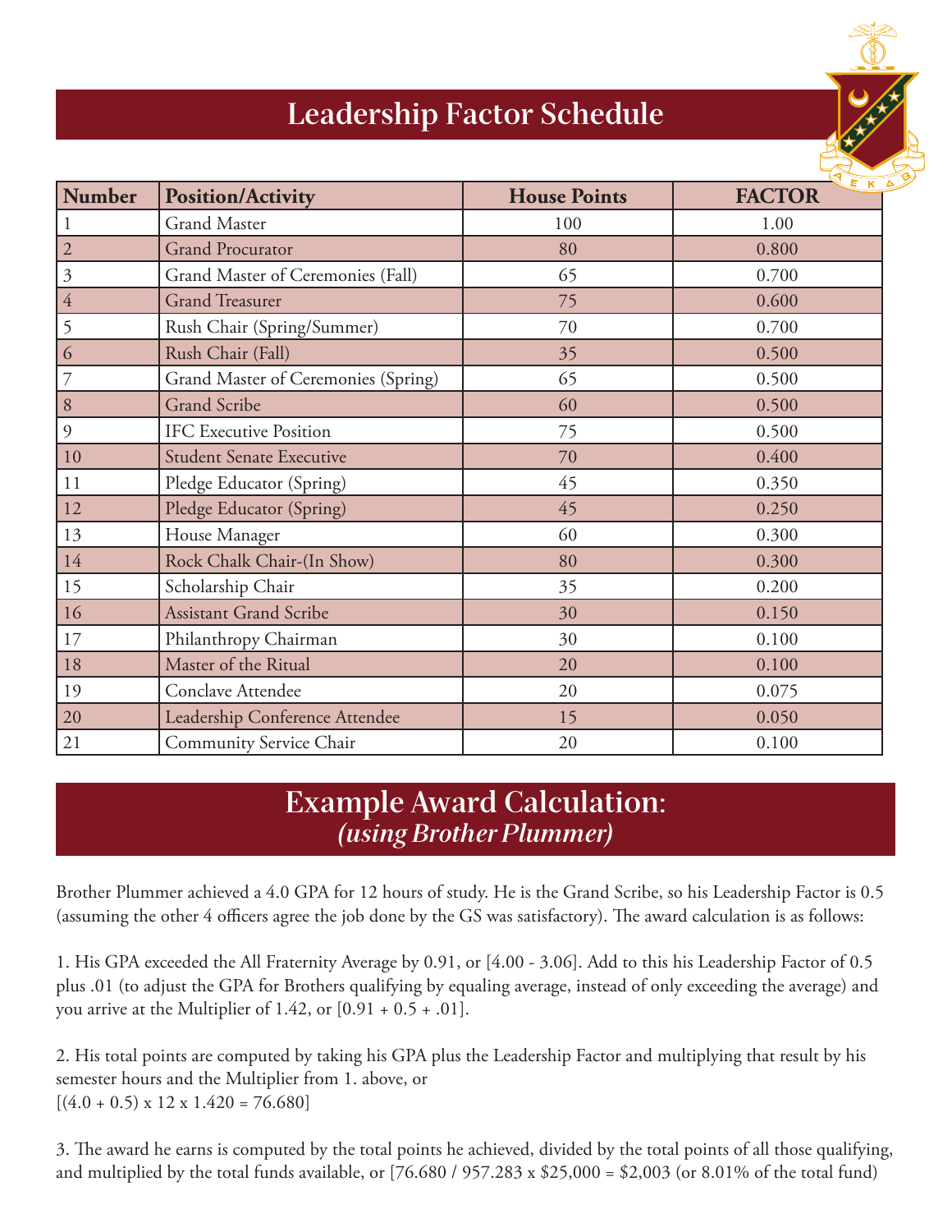# Leadership Factor Schedule

| Number | Position/Activity | House Points | FACTOR |
|---|---|---|---|
| 1 | Grand Master | 100 | 1.00 |
| 2 | Grand Procurator | 80 | 0.800 |
| 3 | Grand Master of Ceremonies (Fall) | 65 | 0.700 |
| 4 | Grand Treasurer | 75 | 0.600 |
| 5 | Rush Chair (Spring/Summer) | 70 | 0.700 |
| 6 | Rush Chair (Fall) | 35 | 0.500 |
| 7 | Grand Master of Ceremonies (Spring) | 65 | 0.500 |
| 8 | Grand Scribe | 60 | 0.500 |
| 9 | IFC Executive Position | 75 | 0.500 |
| 10 | Student Senate Executive | 70 | 0.400 |
| 11 | Pledge Educator (Spring) | 45 | 0.350 |
| 12 | Pledge Educator (Spring) | 45 | 0.250 |
| 13 | House Manager | 60 | 0.300 |
| 14 | Rock Chalk Chair-(In Show) | 80 | 0.300 |
| 15 | Scholarship Chair | 35 | 0.200 |
| 16 | Assistant Grand Scribe | 30 | 0.150 |
| 17 | Philanthropy Chairman | 30 | 0.100 |
| 18 | Master of the Ritual | 20 | 0.100 |
| 19 | Conclave Attendee | 20 | 0.075 |
| 20 | Leadership Conference Attendee | 15 | 0.050 |
| 21 | Community Service Chair | 20 | 0.100 |

## Example Award Calculation:
## *(using Brother Plummer)*

Brother Plummer achieved a 4.0 GPA for 12 hours of study. He is the Grand Scribe, so his Leadership Factor is 0.5 (assuming the other 4 officers agree the job done by the GS was satisfactory). The award calculation is as follows:

1. His GPA exceeded the All Fraternity Average by 0.91, or [4.00 - 3.06]. Add to this his Leadership Factor of 0.5 plus .01 (to adjust the GPA for Brothers qualifying by equaling average, instead of only exceeding the average) and you arrive at the Multiplier of 1.42, or [0.91 + 0.5 + .01].

2. His total points are computed by taking his GPA plus the Leadership Factor and multiplying that result by his semester hours and the Multiplier from 1. above, or
[(4.0 + 0.5) x 12 x 1.420 = 76.680]

3. The award he earns is computed by the total points he achieved, divided by the total points of all those qualifying, and multiplied by the total funds available, or [76.680 / 957.283 x $25,000 = $2,003 (or 8.01% of the total fund)